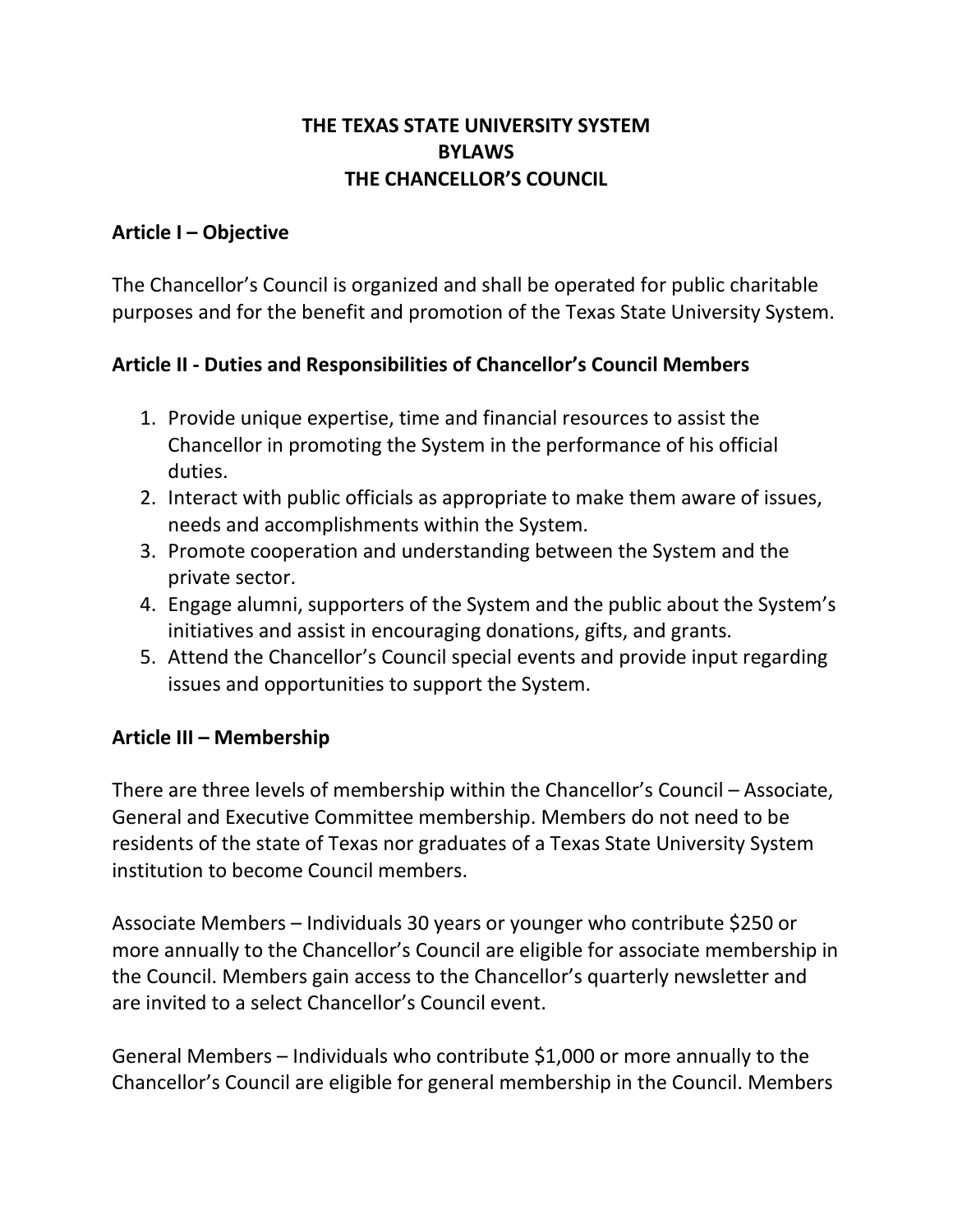# THE TEXAS STATE UNIVERSITY SYSTEM
# BYLAWS
# THE CHANCELLOR'S COUNCIL

## Article I – Objective

The Chancellor's Council is organized and shall be operated for public charitable purposes and for the benefit and promotion of the Texas State University System.

## Article II - Duties and Responsibilities of Chancellor's Council Members

1. Provide unique expertise, time and financial resources to assist the Chancellor in promoting the System in the performance of his official duties.
2. Interact with public officials as appropriate to make them aware of issues, needs and accomplishments within the System.
3. Promote cooperation and understanding between the System and the private sector.
4. Engage alumni, supporters of the System and the public about the System's initiatives and assist in encouraging donations, gifts, and grants.
5. Attend the Chancellor's Council special events and provide input regarding issues and opportunities to support the System.

## Article III – Membership

There are three levels of membership within the Chancellor's Council – Associate, General and Executive Committee membership. Members do not need to be residents of the state of Texas nor graduates of a Texas State University System institution to become Council members.

Associate Members – Individuals 30 years or younger who contribute $250 or more annually to the Chancellor's Council are eligible for associate membership in the Council. Members gain access to the Chancellor's quarterly newsletter and are invited to a select Chancellor's Council event.

General Members – Individuals who contribute $1,000 or more annually to the Chancellor's Council are eligible for general membership in the Council. Members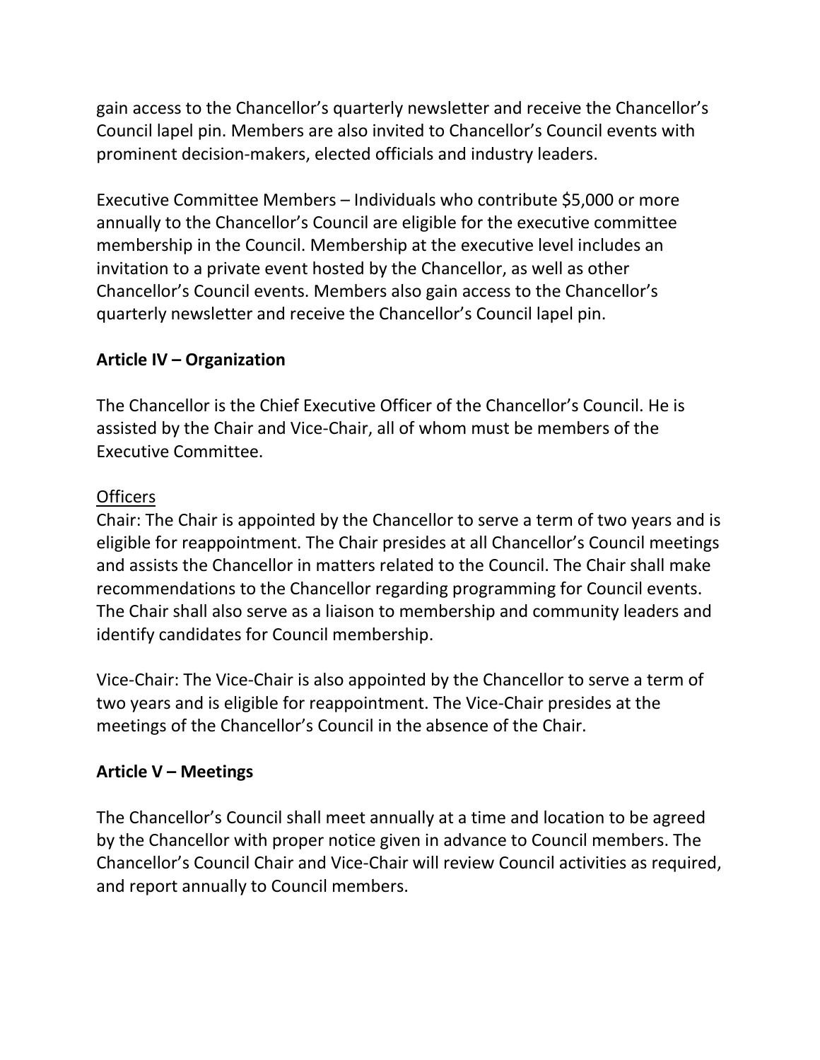gain access to the Chancellor's quarterly newsletter and receive the Chancellor's Council lapel pin. Members are also invited to Chancellor's Council events with prominent decision-makers, elected officials and industry leaders.

Executive Committee Members – Individuals who contribute $5,000 or more annually to the Chancellor's Council are eligible for the executive committee membership in the Council. Membership at the executive level includes an invitation to a private event hosted by the Chancellor, as well as other Chancellor's Council events. Members also gain access to the Chancellor's quarterly newsletter and receive the Chancellor's Council lapel pin.

**Article IV – Organization**

The Chancellor is the Chief Executive Officer of the Chancellor's Council. He is assisted by the Chair and Vice-Chair, all of whom must be members of the Executive Committee.

Officers

Chair: The Chair is appointed by the Chancellor to serve a term of two years and is eligible for reappointment. The Chair presides at all Chancellor's Council meetings and assists the Chancellor in matters related to the Council. The Chair shall make recommendations to the Chancellor regarding programming for Council events. The Chair shall also serve as a liaison to membership and community leaders and identify candidates for Council membership.

Vice-Chair: The Vice-Chair is also appointed by the Chancellor to serve a term of two years and is eligible for reappointment. The Vice-Chair presides at the meetings of the Chancellor's Council in the absence of the Chair.

**Article V – Meetings**

The Chancellor's Council shall meet annually at a time and location to be agreed by the Chancellor with proper notice given in advance to Council members. The Chancellor's Council Chair and Vice-Chair will review Council activities as required, and report annually to Council members.